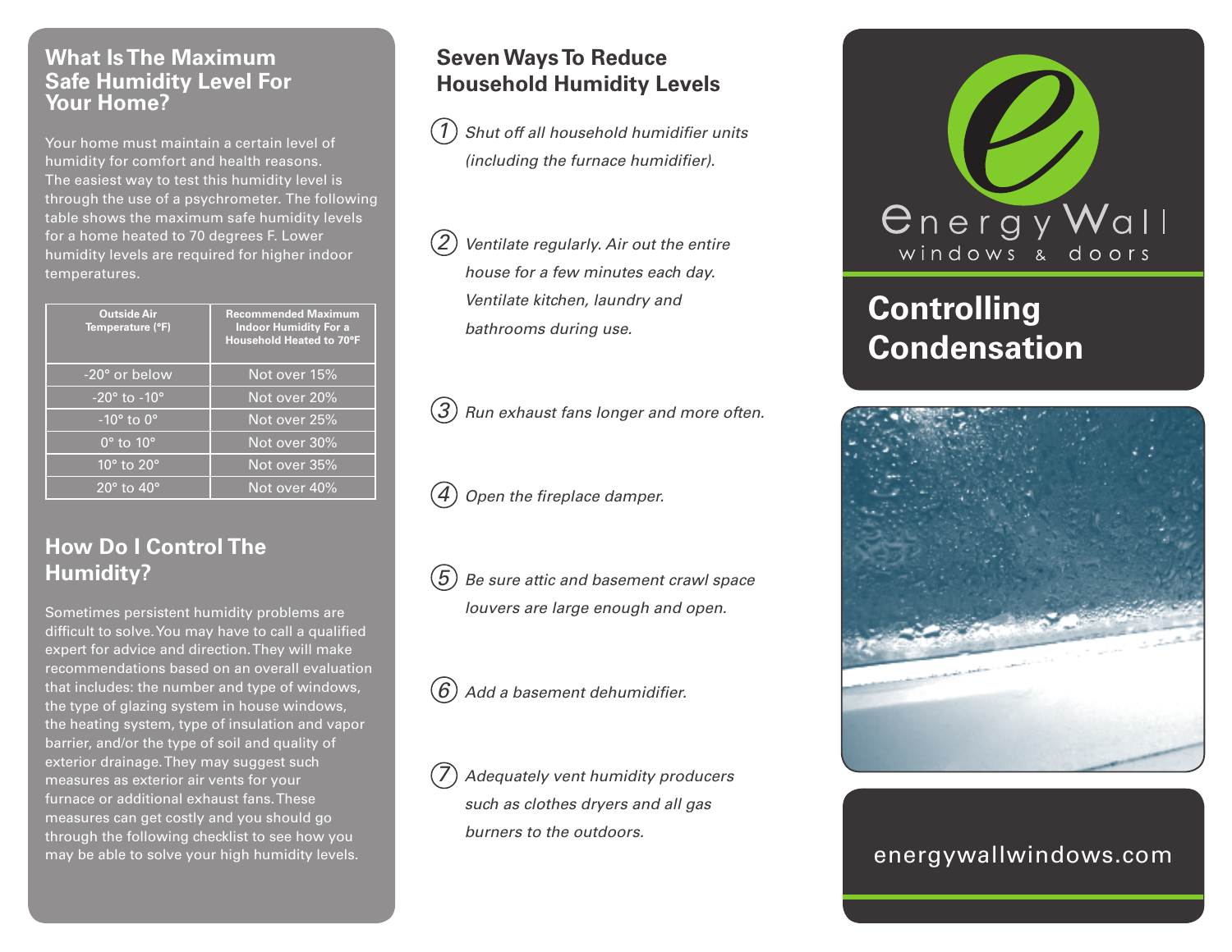## What Is The Maximum Safe Humidity Level For Your Home?

Your home must maintain a certain level of humidity for comfort and health reasons. The easiest way to test this humidity level is through the use of a psychrometer. The following table shows the maximum safe humidity levels for a home heated to 70 degrees F. Lower humidity levels are required for higher indoor temperatures.

| Outside Air Temperature (°F) | Recommended Maximum Indoor Humidity For a Household Heated to 70°F |
|---|---|
| -20° or below | Not over 15% |
| -20° to -10° | Not over 20% |
| -10° to 0° | Not over 25% |
| 0° to 10° | Not over 30% |
| 10° to 20° | Not over 35% |
| 20° to 40° | Not over 40% |

## How Do I Control The Humidity?

Sometimes persistent humidity problems are difficult to solve. You may have to call a qualified expert for advice and direction. They will make recommendations based on an overall evaluation that includes: the number and type of windows, the type of glazing system in house windows, the heating system, type of insulation and vapor barrier, and/or the type of soil and quality of exterior drainage. They may suggest such measures as exterior air vents for your furnace or additional exhaust fans. These measures can get costly and you should go through the following checklist to see how you may be able to solve your high humidity levels.

## Seven Ways To Reduce Household Humidity Levels

1. *Shut off all household humidifier units (including the furnace humidifier).*
2. *Ventilate regularly. Air out the entire house for a few minutes each day. Ventilate kitchen, laundry and bathrooms during use.*
3. *Run exhaust fans longer and more often.*
4. *Open the fireplace damper.*
5. *Be sure attic and basement crawl space louvers are large enough and open.*
6. *Add a basement dehumidifier.*
7. *Adequately vent humidity producers such as clothes dryers and all gas burners to the outdoors.*

energyWall windows & doors

# Controlling Condensation

energywallwindows.com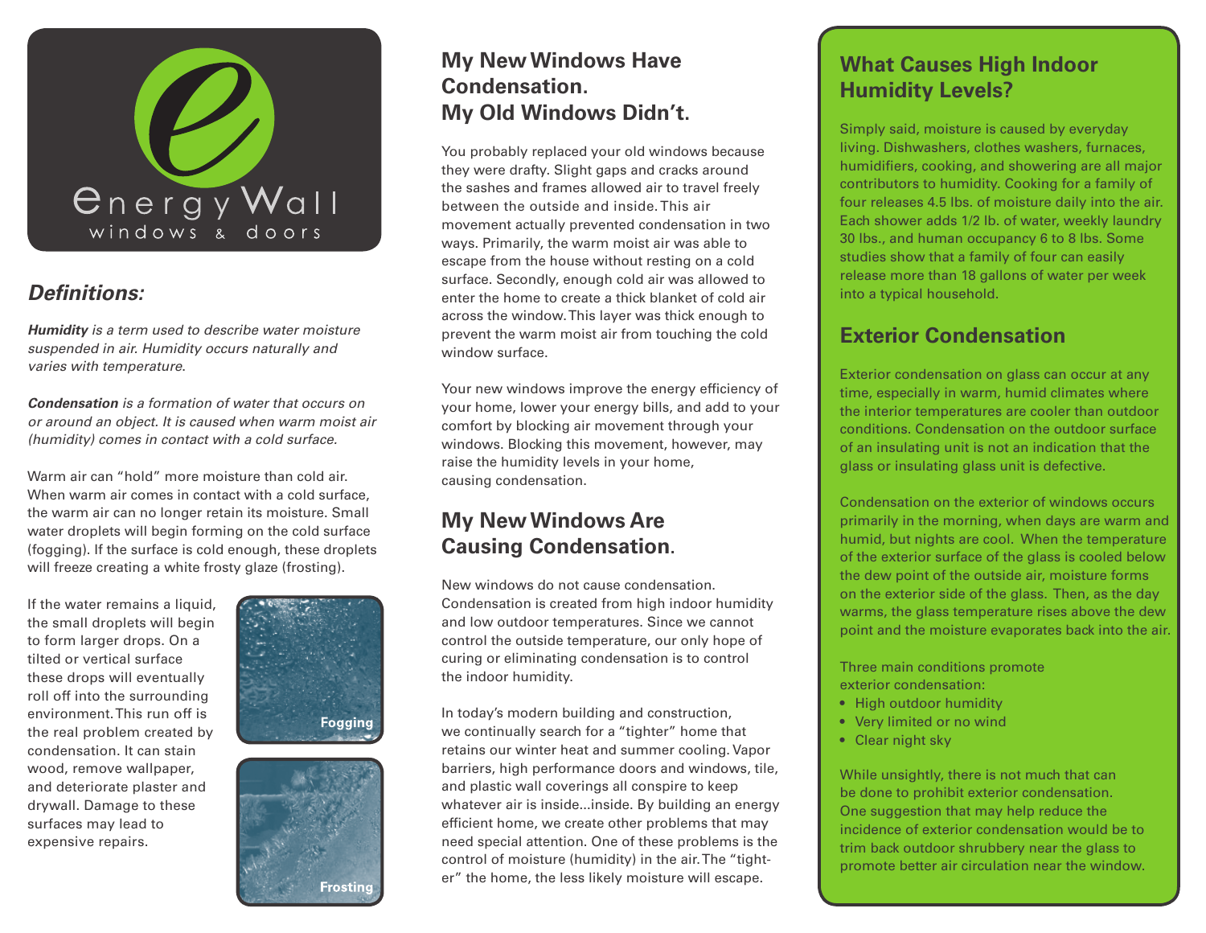energy Wall
windows & doors

## *Definitions:*

***Humidity*** *is a term used to describe water moisture suspended in air. Humidity occurs naturally and varies with temperature.*

***Condensation*** *is a formation of water that occurs on or around an object. It is caused when warm moist air (humidity) comes in contact with a cold surface.*

Warm air can "hold" more moisture than cold air. When warm air comes in contact with a cold surface, the warm air can no longer retain its moisture. Small water droplets will begin forming on the cold surface (fogging). If the surface is cold enough, these droplets will freeze creating a white frosty glaze (frosting).

If the water remains a liquid, the small droplets will begin to form larger drops. On a tilted or vertical surface these drops will eventually roll off into the surrounding environment. This run off is the real problem created by condensation. It can stain wood, remove wallpaper, and deteriorate plaster and drywall. Damage to these surfaces may lead to expensive repairs.

Fogging

Frosting

## My New Windows Have Condensation. My Old Windows Didn't.

You probably replaced your old windows because they were drafty. Slight gaps and cracks around the sashes and frames allowed air to travel freely between the outside and inside. This air movement actually prevented condensation in two ways. Primarily, the warm moist air was able to escape from the house without resting on a cold surface. Secondly, enough cold air was allowed to enter the home to create a thick blanket of cold air across the window. This layer was thick enough to prevent the warm moist air from touching the cold window surface.

Your new windows improve the energy efficiency of your home, lower your energy bills, and add to your comfort by blocking air movement through your windows. Blocking this movement, however, may raise the humidity levels in your home, causing condensation.

## My New Windows Are Causing Condensation.

New windows do not cause condensation. Condensation is created from high indoor humidity and low outdoor temperatures. Since we cannot control the outside temperature, our only hope of curing or eliminating condensation is to control the indoor humidity.

In today's modern building and construction, we continually search for a "tighter" home that retains our winter heat and summer cooling. Vapor barriers, high performance doors and windows, tile, and plastic wall coverings all conspire to keep whatever air is inside...inside. By building an energy efficient home, we create other problems that may need special attention. One of these problems is the control of moisture (humidity) in the air. The "tighter" the home, the less likely moisture will escape.

## What Causes High Indoor Humidity Levels?

Simply said, moisture is caused by everyday living. Dishwashers, clothes washers, furnaces, humidifiers, cooking, and showering are all major contributors to humidity. Cooking for a family of four releases 4.5 lbs. of moisture daily into the air. Each shower adds 1/2 lb. of water, weekly laundry 30 lbs., and human occupancy 6 to 8 lbs. Some studies show that a family of four can easily release more than 18 gallons of water per week into a typical household.

## Exterior Condensation

Exterior condensation on glass can occur at any time, especially in warm, humid climates where the interior temperatures are cooler than outdoor conditions. Condensation on the outdoor surface of an insulating unit is not an indication that the glass or insulating glass unit is defective.

Condensation on the exterior of windows occurs primarily in the morning, when days are warm and humid, but nights are cool. When the temperature of the exterior surface of the glass is cooled below the dew point of the outside air, moisture forms on the exterior side of the glass. Then, as the day warms, the glass temperature rises above the dew point and the moisture evaporates back into the air.

Three main conditions promote exterior condensation:

- High outdoor humidity
- Very limited or no wind
- Clear night sky

While unsightly, there is not much that can be done to prohibit exterior condensation. One suggestion that may help reduce the incidence of exterior condensation would be to trim back outdoor shrubbery near the glass to promote better air circulation near the window.